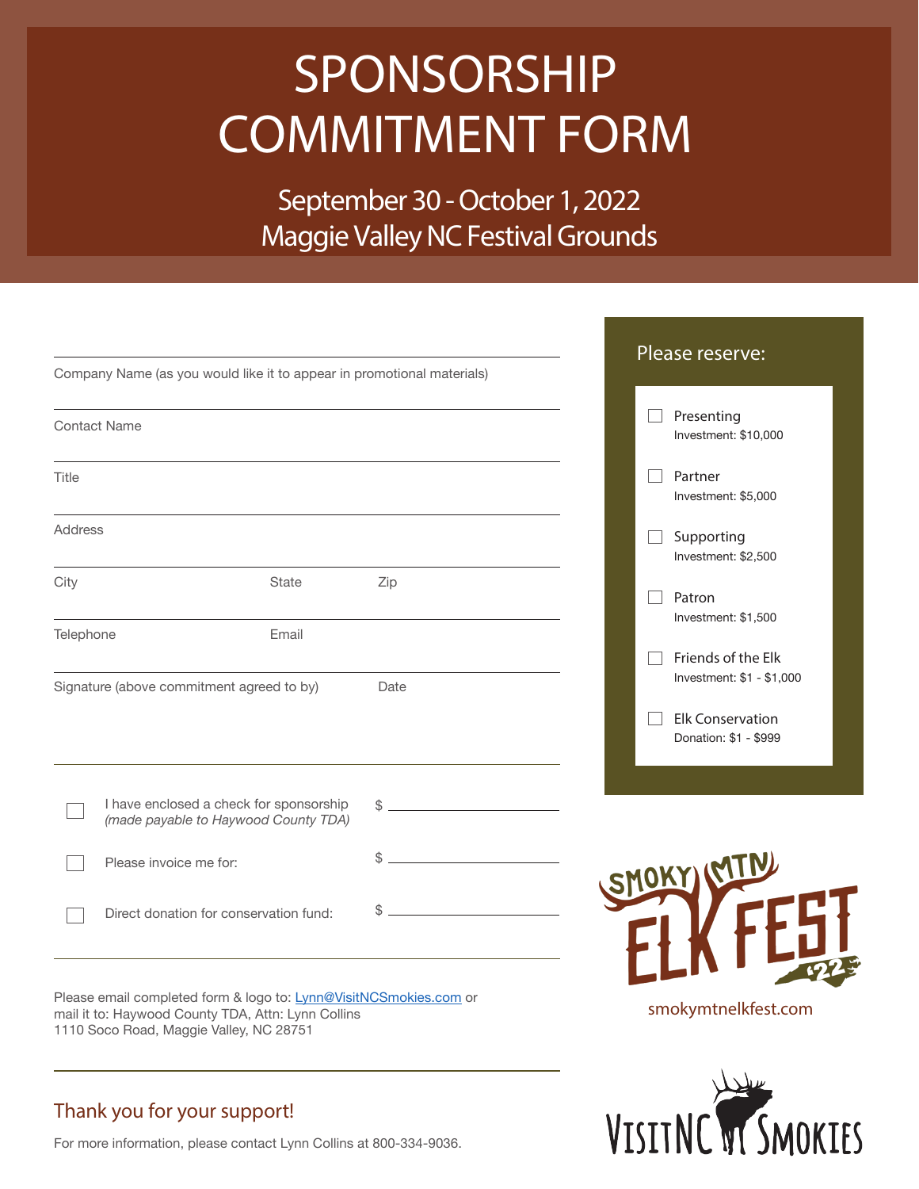# SPONSORSHIP COMMITMENT FORM

## September 30 - October 1, 2022
## Maggie Valley NC Festival Grounds

Company Name (as you would like it to appear in promotional materials)

Contact Name

Title

Address

City | State | Zip

Telephone | Email

Signature (above commitment agreed to by) | Date

☐ I have enclosed a check for sponsorship *(made payable to Haywood County TDA)* $ ____________

☐ Please invoice me for: $ ____________

☐ Direct donation for conservation fund: $ ____________

Please email completed form & logo to: Lynn@VisitNCSmokies.com or mail it to: Haywood County TDA, Attn: Lynn Collins 1110 Soco Road, Maggie Valley, NC 28751

### Please reserve:

- ☐ Presenting
  Investment: $10,000
- ☐ Partner
  Investment: $5,000
- ☐ Supporting
  Investment: $2,500
- ☐ Patron
  Investment: $1,500
- ☐ Friends of the Elk
  Investment: $1 - $1,000
- ☐ Elk Conservation
  Donation: $1 - $999

SMOKY MTN ELK FEST '22

smokymtnelkfest.com

## Thank you for your support!

For more information, please contact Lynn Collins at 800-334-9036.

VISIT NC SMOKIES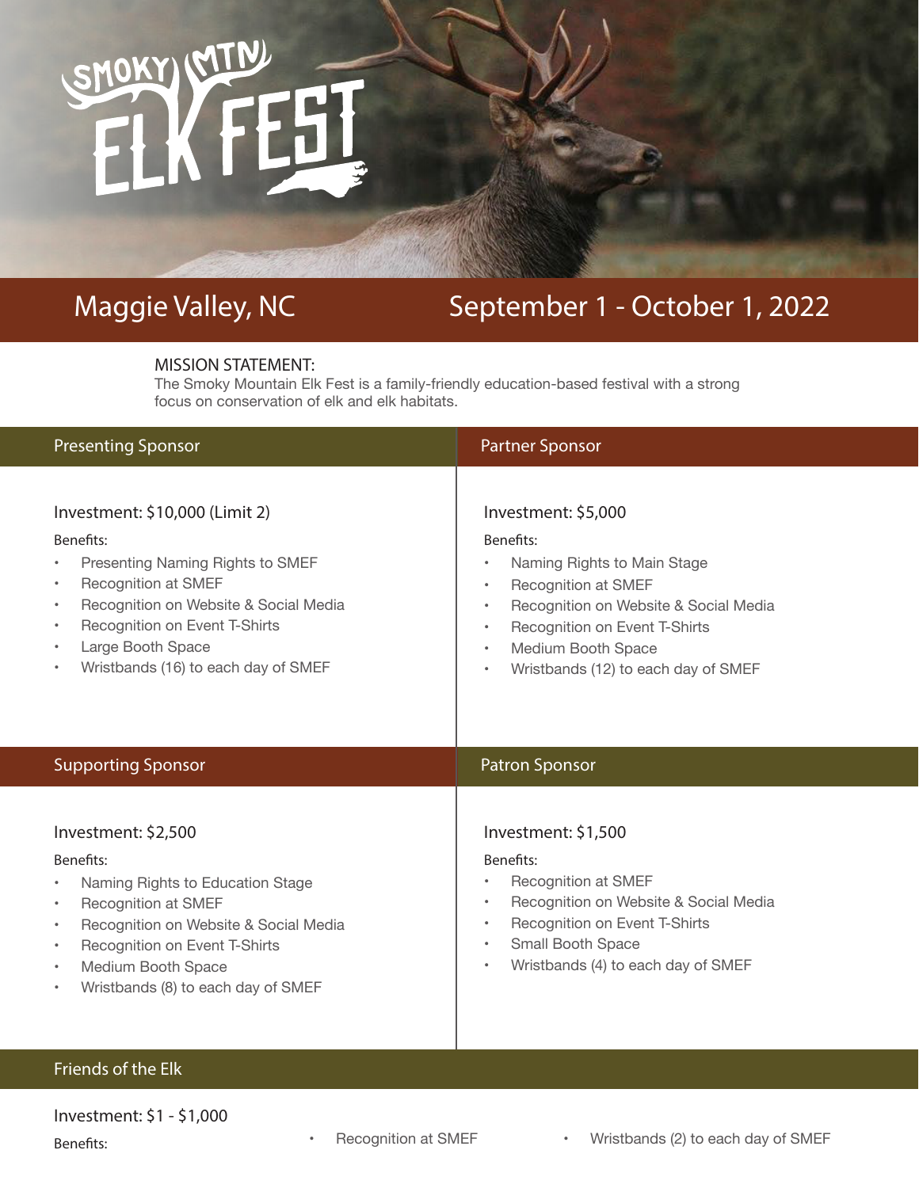# SMOKY MTN ELK FEST

Maggie Valley, NC

September 1 - October 1, 2022

MISSION STATEMENT:
The Smoky Mountain Elk Fest is a family-friendly education-based festival with a strong focus on conservation of elk and elk habitats.

## Presenting Sponsor

Investment: $10,000 (Limit 2)

Benefits:

- Presenting Naming Rights to SMEF
- Recognition at SMEF
- Recognition on Website & Social Media
- Recognition on Event T-Shirts
- Large Booth Space
- Wristbands (16) to each day of SMEF

## Partner Sponsor

Investment: $5,000

Benefits:

- Naming Rights to Main Stage
- Recognition at SMEF
- Recognition on Website & Social Media
- Recognition on Event T-Shirts
- Medium Booth Space
- Wristbands (12) to each day of SMEF

## Supporting Sponsor

Investment: $2,500

Benefits:

- Naming Rights to Education Stage
- Recognition at SMEF
- Recognition on Website & Social Media
- Recognition on Event T-Shirts
- Medium Booth Space
- Wristbands (8) to each day of SMEF

## Patron Sponsor

Investment: $1,500

Benefits:

- Recognition at SMEF
- Recognition on Website & Social Media
- Recognition on Event T-Shirts
- Small Booth Space
- Wristbands (4) to each day of SMEF

## Friends of the Elk

Investment: $1 - $1,000

Benefits:

- Recognition at SMEF
- Wristbands (2) to each day of SMEF